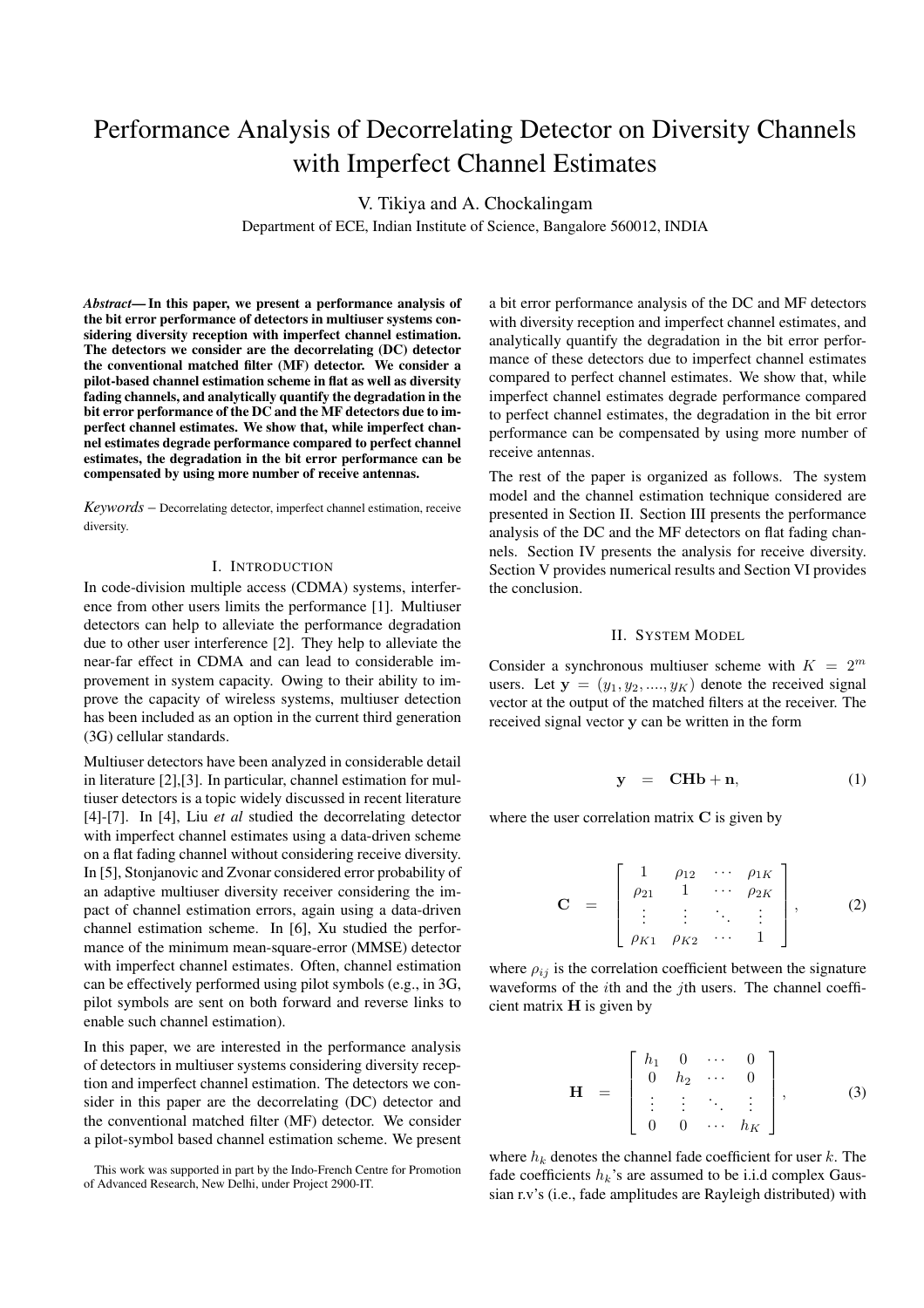# Performance Analysis of Decorrelating Detector on Diversity Channels with Imperfect Channel Estimates

V. Tikiya and A. Chockalingam

Department of ECE, Indian Institute of Science, Bangalore 560012, INDIA

***Abstract*— In this paper, we present a performance analysis of the bit error performance of detectors in multiuser systems considering diversity reception with imperfect channel estimation. The detectors we consider are the decorrelating (DC) detector the conventional matched filter (MF) detector. We consider a pilot-based channel estimation scheme in flat as well as diversity fading channels, and analytically quantify the degradation in the bit error performance of the DC and the MF detectors due to imperfect channel estimates. We show that, while imperfect channel estimates degrade performance compared to perfect channel estimates, the degradation in the bit error performance can be compensated by using more number of receive antennas.**

*Keywords* – Decorrelating detector, imperfect channel estimation, receive diversity.

## I. Introduction

In code-division multiple access (CDMA) systems, interference from other users limits the performance [1]. Multiuser detectors can help to alleviate the performance degradation due to other user interference [2]. They help to alleviate the near-far effect in CDMA and can lead to considerable improvement in system capacity. Owing to their ability to improve the capacity of wireless systems, multiuser detection has been included as an option in the current third generation (3G) cellular standards.

Multiuser detectors have been analyzed in considerable detail in literature [2],[3]. In particular, channel estimation for multiuser detectors is a topic widely discussed in recent literature [4]-[7]. In [4], Liu *et al* studied the decorrelating detector with imperfect channel estimates using a data-driven scheme on a flat fading channel without considering receive diversity. In [5], Stonjanovic and Zvonar considered error probability of an adaptive multiuser diversity receiver considering the impact of channel estimation errors, again using a data-driven channel estimation scheme. In [6], Xu studied the performance of the minimum mean-square-error (MMSE) detector with imperfect channel estimates. Often, channel estimation can be effectively performed using pilot symbols (e.g., in 3G, pilot symbols are sent on both forward and reverse links to enable such channel estimation).

In this paper, we are interested in the performance analysis of detectors in multiuser systems considering diversity reception and imperfect channel estimation. The detectors we consider in this paper are the decorrelating (DC) detector and the conventional matched filter (MF) detector. We consider a pilot-symbol based channel estimation scheme. We present a bit error performance analysis of the DC and MF detectors with diversity reception and imperfect channel estimates, and analytically quantify the degradation in the bit error performance of these detectors due to imperfect channel estimates compared to perfect channel estimates. We show that, while imperfect channel estimates degrade performance compared to perfect channel estimates, the degradation in the bit error performance can be compensated by using more number of receive antennas.

The rest of the paper is organized as follows. The system model and the channel estimation technique considered are presented in Section II. Section III presents the performance analysis of the DC and the MF detectors on flat fading channels. Section IV presents the analysis for receive diversity. Section V provides numerical results and Section VI provides the conclusion.

This work was supported in part by the Indo-French Centre for Promotion of Advanced Research, New Delhi, under Project 2900-IT.

## II. System Model

Consider a synchronous multiuser scheme with $K = 2^m$ users. Let $\mathbf{y} = (y_1, y_2, ...., y_K)$ denote the received signal vector at the output of the matched filters at the receiver. The received signal vector $\mathbf{y}$ can be written in the form

$$\mathbf{y} \quad = \quad \mathbf{CHb} + \mathbf{n}, \tag{1}$$

where the user correlation matrix $\mathbf{C}$ is given by

$$\mathbf{C} \quad = \quad \begin{bmatrix} 1 & \rho_{12} & \cdots & \rho_{1K} \\ \rho_{21} & 1 & \cdots & \rho_{2K} \\ \vdots & \vdots & \ddots & \vdots \\ \rho_{K1} & \rho_{K2} & \cdots & 1 \end{bmatrix}, \tag{2}$$

where $\rho_{ij}$ is the correlation coefficient between the signature waveforms of the $i$th and the $j$th users. The channel coefficient matrix $\mathbf{H}$ is given by

$$\mathbf{H} \quad = \quad \begin{bmatrix} h_1 & 0 & \cdots & 0 \\ 0 & h_2 & \cdots & 0 \\ \vdots & \vdots & \ddots & \vdots \\ 0 & 0 & \cdots & h_K \end{bmatrix}, \tag{3}$$

where $h_k$ denotes the channel fade coefficient for user $k$. The fade coefficients $h_k$'s are assumed to be i.i.d complex Gaussian r.v's (i.e., fade amplitudes are Rayleigh distributed) with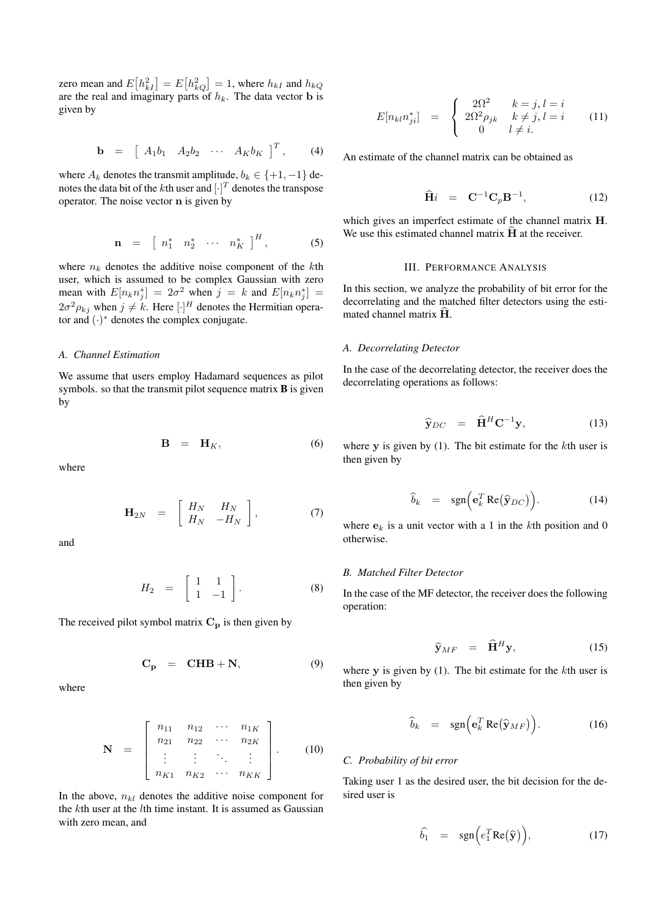zero mean and $E\big[h_{kI}^2\big] = E\big[h_{kQ}^2\big] = 1$, where $h_{kI}$ and $h_{kQ}$ are the real and imaginary parts of $h_k$. The data vector $\mathbf{b}$ is given by

$$\mathbf{b} \;=\; \left[\; A_1 b_1 \quad A_2 b_2 \quad \cdots \quad A_K b_K \;\right]^T, \qquad (4)$$

where $A_k$ denotes the transmit amplitude, $b_k \in \{+1, -1\}$ denotes the data bit of the $k$th user and $[\cdot]^T$ denotes the transpose operator. The noise vector $\mathbf{n}$ is given by

$$\mathbf{n} \;=\; \left[\; n_1^* \quad n_2^* \quad \cdots \quad n_K^* \;\right]^H, \qquad (5)$$

where $n_k$ denotes the additive noise component of the $k$th user, which is assumed to be complex Gaussian with zero mean with $E[n_k n_j^*] = 2\sigma^2$ when $j = k$ and $E[n_k n_j^*] = 2\sigma^2 \rho_{kj}$ when $j \neq k$. Here $[\cdot]^H$ denotes the Hermitian operator and $(\cdot)^*$ denotes the complex conjugate.

### A. Channel Estimation

We assume that users employ Hadamard sequences as pilot symbols. so that the transmit pilot sequence matrix $\mathbf{B}$ is given by

$$\mathbf{B} \;=\; \mathbf{H}_K, \qquad (6)$$

where

$$\mathbf{H}_{2N} \;=\; \left[ \begin{array}{cc} H_N & H_N \\ H_N & -H_N \end{array} \right], \qquad (7)$$

and

$$H_2 \;=\; \left[ \begin{array}{cc} 1 & 1 \\ 1 & -1 \end{array} \right]. \qquad (8)$$

The received pilot symbol matrix $\mathbf{C_p}$ is then given by

$$\mathbf{C_p} \;=\; \mathbf{CHB} + \mathbf{N}, \qquad (9)$$

where

$$\mathbf{N} \;=\; \left[ \begin{array}{cccc} n_{11} & n_{12} & \cdots & n_{1K} \\ n_{21} & n_{22} & \cdots & n_{2K} \\ \vdots & \vdots & \ddots & \vdots \\ n_{K1} & n_{K2} & \cdots & n_{KK} \end{array} \right]. \qquad (10)$$

In the above, $n_{kl}$ denotes the additive noise component for the $k$th user at the $l$th time instant. It is assumed as Gaussian with zero mean, and

$$E[n_{kl} n_{ji}^*] \;=\; \left\{ \begin{array}{cc} 2\Omega^2 & k = j, l = i \\ 2\Omega^2 \rho_{jk} & k \neq j, l = i \\ 0 & l \neq i. \end{array} \right. \qquad (11)$$

An estimate of the channel matrix can be obtained as

$$\widehat{\mathbf{H}}i \;=\; \mathbf{C}^{-1}\mathbf{C}_p \mathbf{B}^{-1}, \qquad (12)$$

which gives an imperfect estimate of the channel matrix $\mathbf{H}$. We use this estimated channel matrix $\widehat{\mathbf{H}}$ at the receiver.

## III. Performance Analysis

In this section, we analyze the probability of bit error for the decorrelating and the matched filter detectors using the estimated channel matrix $\widehat{\mathbf{H}}$.

### A. Decorrelating Detector

In the case of the decorrelating detector, the receiver does the decorrelating operations as follows:

$$\widehat{\mathbf{y}}_{DC} \;=\; \widehat{\mathbf{H}}^H \mathbf{C}^{-1} \mathbf{y}, \qquad (13)$$

where $\mathbf{y}$ is given by (1). The bit estimate for the $k$th user is then given by

$$\widehat{b}_k \;=\; \mathrm{sgn}\Big(\mathbf{e}_k^T \, \mathrm{Re}\big(\widehat{\mathbf{y}}_{DC}\big)\Big). \qquad (14)$$

where $\mathbf{e}_k$ is a unit vector with a 1 in the $k$th position and 0 otherwise.

### B. Matched Filter Detector

In the case of the MF detector, the receiver does the following operation:

$$\widehat{\mathbf{y}}_{MF} \;=\; \widehat{\mathbf{H}}^H \mathbf{y}, \qquad (15)$$

where $\mathbf{y}$ is given by (1). The bit estimate for the $k$th user is then given by

$$\widehat{b}_k \;=\; \mathrm{sgn}\Big(\mathbf{e}_k^T \, \mathrm{Re}\big(\widehat{\mathbf{y}}_{MF}\big)\Big). \qquad (16)$$

### C. Probability of bit error

Taking user 1 as the desired user, the bit decision for the desired user is

$$\widehat{b_1} \;=\; \mathrm{sgn}\Big(e_1^T \mathrm{Re}\big(\widehat{\mathbf{y}}\big)\Big), \qquad (17)$$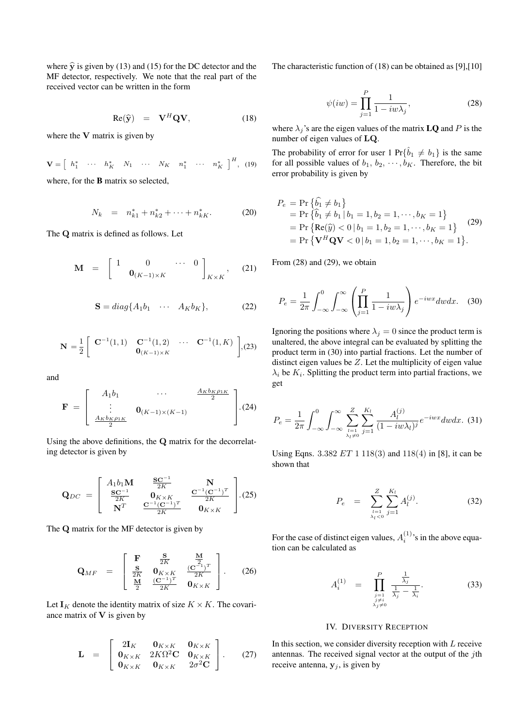where $\widehat{\mathbf{y}}$ is given by (13) and (15) for the DC detector and the MF detector, respectively. We note that the real part of the received vector can be written in the form

$$\text{Re}(\widehat{\mathbf{y}}) \quad = \quad \mathbf{V}^H \mathbf{Q} \mathbf{V}, \tag{18}$$

where the $\mathbf{V}$ matrix is given by

$$\mathbf{V} = \left[ \begin{array}{ccccccccc} h_1^* & \cdots & h_K^* & N_1 & \cdots & N_K & n_1^* & \cdots & n_K^* \end{array} \right]^H, \tag{19}$$

where, for the $\mathbf{B}$ matrix so selected,

$$N_k \quad = \quad n_{k1}^* + n_{k2}^* + \cdots + n_{kK}^*. \tag{20}$$

The $\mathbf{Q}$ matrix is defined as follows. Let

$$\mathbf{M} \quad = \quad \left[ \begin{array}{cccc} 1 & 0 & \cdots & 0 \\ & \mathbf{0}_{(K-1)\times K} & & \end{array} \right]_{K\times K}, \tag{21}$$

$$\mathbf{S} = diag\{A_1 b_1 \quad \cdots \quad A_K b_K\}, \tag{22}$$

$$\mathbf{N} = \frac{1}{2} \left[ \begin{array}{cccc} \mathbf{C}^{-1}(1,1) & \mathbf{C}^{-1}(1,2) & \cdots & \mathbf{C}^{-1}(1,K) \\ & \mathbf{0}_{(K-1)\times K} & & \end{array} \right], \tag{23}$$

and

$$\mathbf{F} \; = \; \left[ \begin{array}{ccc} A_1 b_1 & \cdots & \frac{A_K b_K \rho_{1K}}{2} \\ \vdots & \mathbf{0}_{(K-1)\times(K-1)} & \\ \frac{A_K b_K \rho_{1K}}{2} & & \end{array} \right]. \tag{24}$$

Using the above definitions, the $\mathbf{Q}$ matrix for the decorrelating detector is given by

$$\mathbf{Q}_{DC} \; = \; \left[ \begin{array}{ccc} A_1 b_1 \mathbf{M} & \frac{\mathbf{S}\mathbf{C}^{-1}}{2K} & \mathbf{N} \\ \frac{\mathbf{S}\mathbf{C}^{-1}}{2K} & \mathbf{0}_{K\times K} & \frac{\mathbf{C}^{-1}(\mathbf{C}^{-1})^T}{2K} \\ \mathbf{N}^T & \frac{\mathbf{C}^{-1}(\mathbf{C}^{-1})^T}{2K} & \mathbf{0}_{K\times K} \end{array} \right]. \tag{25}$$

The $\mathbf{Q}$ matrix for the MF detector is given by

$$\mathbf{Q}_{MF} \quad = \quad \left[ \begin{array}{ccc} \mathbf{F} & \frac{\mathbf{S}}{2K} & \frac{\mathbf{M}}{2} \\ \frac{\mathbf{S}}{2K} & \mathbf{0}_{K\times K} & \frac{(\mathbf{C}^{-1})^T}{2K} \\ \frac{\mathbf{M}}{2} & \frac{(\mathbf{C}^{-1})^T}{2K} & \mathbf{0}_{K\times K} \end{array} \right]. \tag{26}$$

Let $\mathbf{I}_K$ denote the identity matrix of size $K \times K$. The covariance matrix of $\mathbf{V}$ is given by

$$\mathbf{L} \quad = \quad \left[ \begin{array}{ccc} 2\mathbf{I}_K & \mathbf{0}_{K\times K} & \mathbf{0}_{K\times K} \\ \mathbf{0}_{K\times K} & 2K\Omega^2\mathbf{C} & \mathbf{0}_{K\times K} \\ \mathbf{0}_{K\times K} & \mathbf{0}_{K\times K} & 2\sigma^2\mathbf{C} \end{array} \right]. \tag{27}$$

The characteristic function of (18) can be obtained as [9],[10]

$$\psi(iw) = \prod_{j=1}^{P} \frac{1}{1 - iw\lambda_j}, \tag{28}$$

where $\lambda_j$'s are the eigen values of the matrix $\mathbf{LQ}$ and $P$ is the number of eigen values of $\mathbf{LQ}$.

The probability of error for user 1 $\Pr\{\hat{b}_1 \neq b_1\}$ is the same for all possible values of $b_1, b_2, \cdots, b_K$. Therefore, the bit error probability is given by

$$\begin{aligned} P_e &= \Pr\left\{\widehat{b_1} \neq b_1\right\} \\ &= \Pr\left\{\widehat{b}_1 \neq b_1 \,|\, b_1 = 1, b_2 = 1, \cdots, b_K = 1\right\} \\ &= \Pr\left\{\text{Re}(\widehat{y}) < 0 \,|\, b_1 = 1, b_2 = 1, \cdots, b_K = 1\right\} \\ &= \Pr\left\{\mathbf{V}^H\mathbf{Q}\mathbf{V} < 0 \,|\, b_1 = 1, b_2 = 1, \cdots, b_K = 1\right\}. \end{aligned} \tag{29}$$

From (28) and (29), we obtain

$$P_e = \frac{1}{2\pi} \int_{-\infty}^{0} \int_{-\infty}^{\infty} \left( \prod_{j=1}^{P} \frac{1}{1 - iw\lambda_j} \right) e^{-iwx} dw dx. \tag{30}$$

Ignoring the positions where $\lambda_j = 0$ since the product term is unaltered, the above integral can be evaluated by splitting the product term in (30) into partial fractions. Let the number of distinct eigen values be $Z$. Let the multiplicity of eigen value $\lambda_i$ be $K_i$. Splitting the product term into partial fractions, we get

$$P_e = \frac{1}{2\pi} \int_{-\infty}^{0} \int_{-\infty}^{\infty} \sum_{\substack{l=1 \\ \lambda_l \neq 0}}^{Z} \sum_{j=1}^{K_l} \frac{A_l^{(j)}}{(1 - iw\lambda_l)^j} e^{-iwx} dw dx. \tag{31}$$

Using Eqns. 3.382 *ET* 1 118(3) and 118(4) in [8], it can be shown that

$$P_e \quad = \quad \sum_{\substack{l=1 \\ \lambda_l < 0}}^{Z} \sum_{j=1}^{K_l} A_l^{(j)}. \tag{32}$$

For the case of distinct eigen values, $A_i^{(1)}$'s in the above equation can be calculated as

$$A_i^{(1)} \quad = \quad \prod_{\substack{j=1 \\ j \neq i \\ \lambda_j \neq 0}}^{P} \frac{\frac{1}{\lambda_j}}{\frac{1}{\lambda_j} - \frac{1}{\lambda_i}}. \tag{33}$$

## IV. Diversity Reception

In this section, we consider diversity reception with $L$ receive antennas. The received signal vector at the output of the $j$th receive antenna, $\mathbf{y}_j$, is given by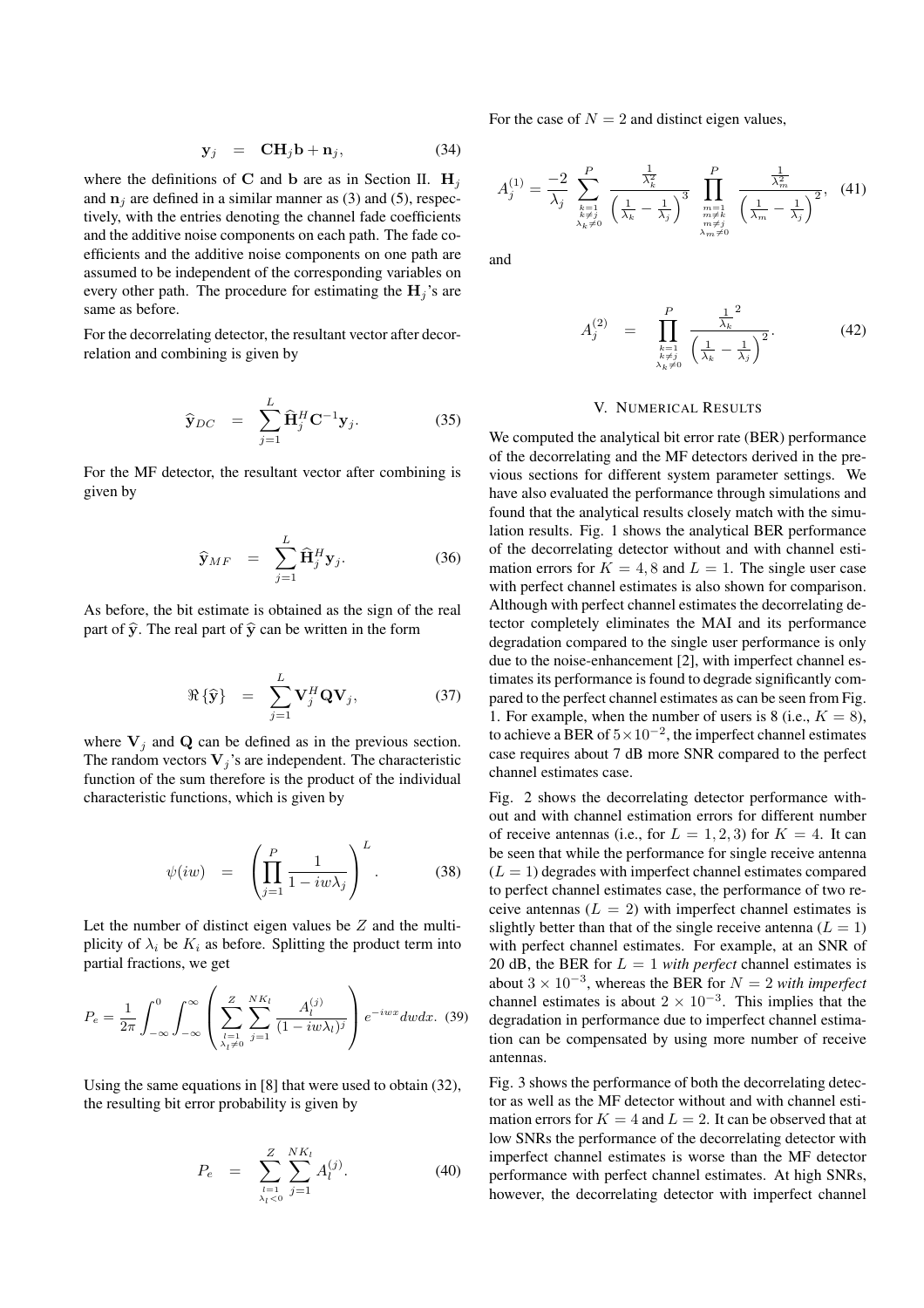$$\mathbf{y}_j \;\; = \;\; \mathbf{C}\mathbf{H}_j\mathbf{b} + \mathbf{n}_j, \tag{34}$$

where the definitions of $\mathbf{C}$ and $\mathbf{b}$ are as in Section II. $\mathbf{H}_j$ and $\mathbf{n}_j$ are defined in a similar manner as (3) and (5), respectively, with the entries denoting the channel fade coefficients and the additive noise components on each path. The fade coefficients and the additive noise components on one path are assumed to be independent of the corresponding variables on every other path. The procedure for estimating the $\mathbf{H}_j$'s are same as before.

For the decorrelating detector, the resultant vector after decorrelation and combining is given by

$$\widehat{\mathbf{y}}_{DC} \;\; = \;\; \sum_{j=1}^{L} \widehat{\mathbf{H}}_j^H \mathbf{C}^{-1}\mathbf{y}_j. \tag{35}$$

For the MF detector, the resultant vector after combining is given by

$$\widehat{\mathbf{y}}_{MF} \;\; = \;\; \sum_{j=1}^{L} \widehat{\mathbf{H}}_j^H \mathbf{y}_j. \tag{36}$$

As before, the bit estimate is obtained as the sign of the real part of $\widehat{\mathbf{y}}$. The real part of $\widehat{\mathbf{y}}$ can be written in the form

$$\Re\left\{\widehat{\mathbf{y}}\right\} \;\; = \;\; \sum_{j=1}^{L} \mathbf{V}_j^H \mathbf{Q} \mathbf{V}_j, \tag{37}$$

where $\mathbf{V}_j$ and $\mathbf{Q}$ can be defined as in the previous section. The random vectors $\mathbf{V}_j$'s are independent. The characteristic function of the sum therefore is the product of the individual characteristic functions, which is given by

$$\psi(iw) \;\; = \;\; \left( \prod_{j=1}^{P} \frac{1}{1 - iw\lambda_j} \right)^L. \tag{38}$$

Let the number of distinct eigen values be $Z$ and the multiplicity of $\lambda_i$ be $K_i$ as before. Splitting the product term into partial fractions, we get

$$P_e = \frac{1}{2\pi} \int_{-\infty}^{0} \int_{-\infty}^{\infty} \left( \sum_{\substack{l=1 \\ \lambda_l \neq 0}}^{Z} \sum_{j=1}^{NK_l} \frac{A_l^{(j)}}{(1 - iw\lambda_l)^j} \right) e^{-iwx} dw dx. \tag{39}$$

Using the same equations in [8] that were used to obtain (32), the resulting bit error probability is given by

$$P_e \;\; = \;\; \sum_{\substack{l=1 \\ \lambda_l < 0}}^{Z} \sum_{j=1}^{NK_l} A_l^{(j)}. \tag{40}$$

For the case of $N = 2$ and distinct eigen values,

$$A_j^{(1)} = \frac{-2}{\lambda_j} \sum_{\substack{k=1 \\ k \neq j \\ \lambda_k \neq 0}}^{P} \frac{\frac{1}{\lambda_k^2}}{\left(\frac{1}{\lambda_k} - \frac{1}{\lambda_j}\right)^3} \prod_{\substack{m=1 \\ m \neq k \\ m \neq j \\ \lambda_m \neq 0}}^{P} \frac{\frac{1}{\lambda_m^2}}{\left(\frac{1}{\lambda_m} - \frac{1}{\lambda_j}\right)^2}, \tag{41}$$

and

$$A_j^{(2)} \;\; = \;\; \prod_{\substack{k=1 \\ k \neq j \\ \lambda_k \neq 0}}^{P} \frac{\frac{1}{\lambda_k}^2}{\left(\frac{1}{\lambda_k} - \frac{1}{\lambda_j}\right)^2}. \tag{42}$$

## V. Numerical Results

We computed the analytical bit error rate (BER) performance of the decorrelating and the MF detectors derived in the previous sections for different system parameter settings. We have also evaluated the performance through simulations and found that the analytical results closely match with the simulation results. Fig. 1 shows the analytical BER performance of the decorrelating detector without and with channel estimation errors for $K = 4, 8$ and $L = 1$. The single user case with perfect channel estimates is also shown for comparison. Although with perfect channel estimates the decorrelating detector completely eliminates the MAI and its performance degradation compared to the single user performance is only due to the noise-enhancement [2], with imperfect channel estimates its performance is found to degrade significantly compared to the perfect channel estimates as can be seen from Fig. 1. For example, when the number of users is 8 (i.e., $K = 8$), to achieve a BER of $5 \times 10^{-2}$, the imperfect channel estimates case requires about 7 dB more SNR compared to the perfect channel estimates case.

Fig. 2 shows the decorrelating detector performance without and with channel estimation errors for different number of receive antennas (i.e., for $L = 1, 2, 3$) for $K = 4$. It can be seen that while the performance for single receive antenna ($L = 1$) degrades with imperfect channel estimates compared to perfect channel estimates case, the performance of two receive antennas ($L = 2$) with imperfect channel estimates is slightly better than that of the single receive antenna ($L = 1$) with perfect channel estimates. For example, at an SNR of 20 dB, the BER for $L = 1$ *with perfect* channel estimates is about $3 \times 10^{-3}$, whereas the BER for $N = 2$ *with imperfect* channel estimates is about $2 \times 10^{-3}$. This implies that the degradation in performance due to imperfect channel estimation can be compensated by using more number of receive antennas.

Fig. 3 shows the performance of both the decorrelating detector as well as the MF detector without and with channel estimation errors for $K = 4$ and $L = 2$. It can be observed that at low SNRs the performance of the decorrelating detector with imperfect channel estimates is worse than the MF detector performance with perfect channel estimates. At high SNRs, however, the decorrelating detector with imperfect channel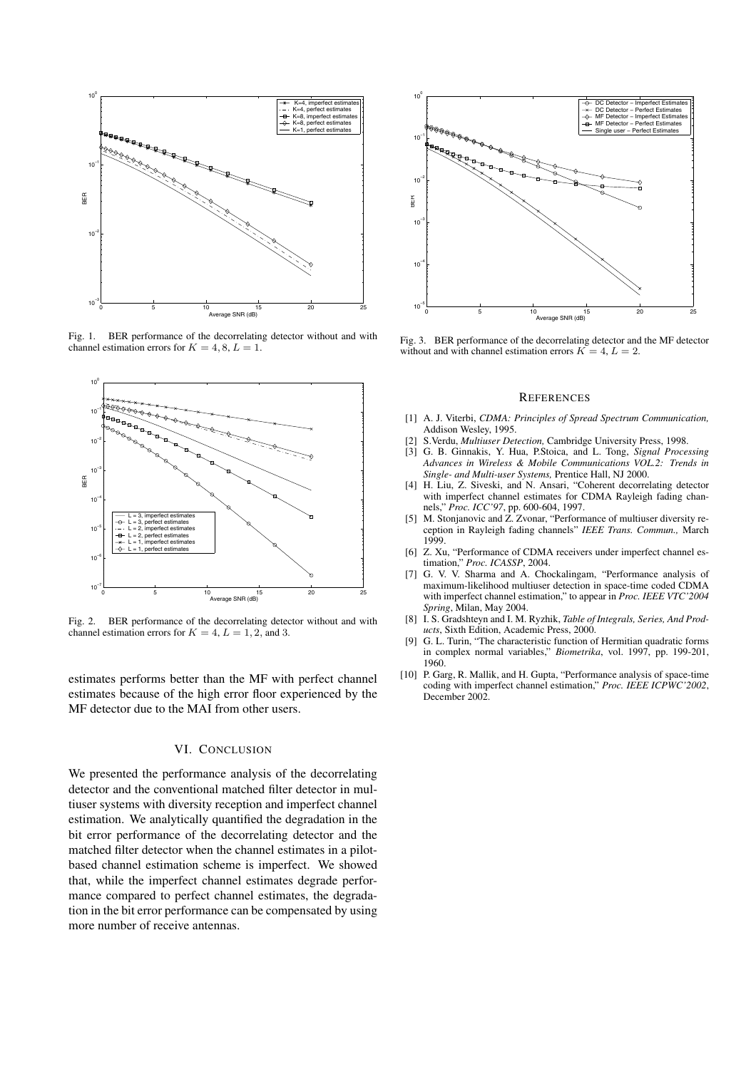Fig. 1. BER performance of the decorrelating detector without and with channel estimation errors for $K = 4, 8$, $L = 1$.

Fig. 2. BER performance of the decorrelating detector without and with channel estimation errors for $K = 4$, $L = 1, 2$, and 3.

estimates performs better than the MF with perfect channel estimates because of the high error floor experienced by the MF detector due to the MAI from other users.

## VI. Conclusion

We presented the performance analysis of the decorrelating detector and the conventional matched filter detector in multiuser systems with diversity reception and imperfect channel estimation. We analytically quantified the degradation in the bit error performance of the decorrelating detector and the matched filter detector when the channel estimates in a pilot-based channel estimation scheme is imperfect. We showed that, while the imperfect channel estimates degrade performance compared to perfect channel estimates, the degradation in the bit error performance can be compensated by using more number of receive antennas.

Fig. 3. BER performance of the decorrelating detector and the MF detector without and with channel estimation errors $K = 4$, $L = 2$.

## References

[1] A. J. Viterbi, *CDMA: Principles of Spread Spectrum Communication,* Addison Wesley, 1995.

[2] S.Verdu, *Multiuser Detection,* Cambridge University Press, 1998.

[3] G. B. Ginnakis, Y. Hua, P.Stoica, and L. Tong, *Signal Processing Advances in Wireless & Mobile Communications VOL.2: Trends in Single- and Multi-user Systems,* Prentice Hall, NJ 2000.

[4] H. Liu, Z. Siveski, and N. Ansari, "Coherent decorrelating detector with imperfect channel estimates for CDMA Rayleigh fading channels," *Proc. ICC'97*, pp. 600-604, 1997.

[5] M. Stonjanovic and Z. Zvonar, "Performance of multiuser diversity reception in Rayleigh fading channels" *IEEE Trans. Commun.,* March 1999.

[6] Z. Xu, "Performance of CDMA receivers under imperfect channel estimation," *Proc. ICASSP*, 2004.

[7] G. V. V. Sharma and A. Chockalingam, "Performance analysis of maximum-likelihood multiuser detection in space-time coded CDMA with imperfect channel estimation," to appear in *Proc. IEEE VTC'2004 Spring*, Milan, May 2004.

[8] I. S. Gradshteyn and I. M. Ryzhik, *Table of Integrals, Series, And Products*, Sixth Edition, Academic Press, 2000.

[9] G. L. Turin, "The characteristic function of Hermitian quadratic forms in complex normal variables," *Biometrika*, vol. 1997, pp. 199-201, 1960.

[10] P. Garg, R. Mallik, and H. Gupta, "Performance analysis of space-time coding with imperfect channel estimation," *Proc. IEEE ICPWC'2002*, December 2002.